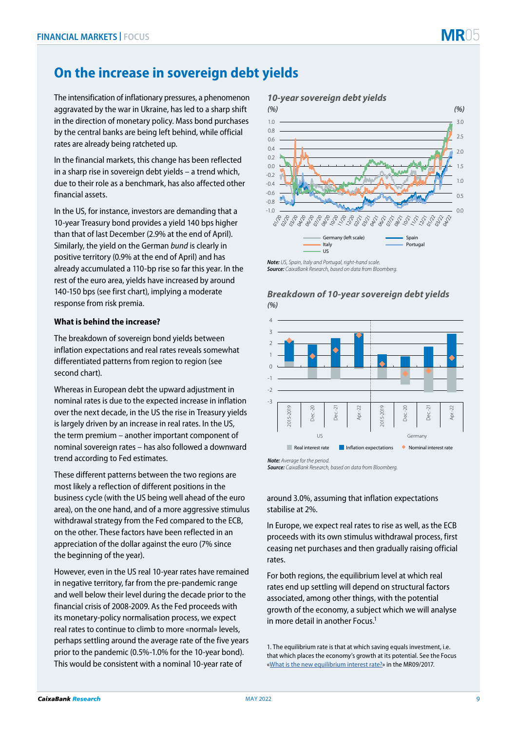# On the increase in sovereign debt yields

The intensification of inflationary pressures, a phenomenon aggravated by the war in Ukraine, has led to a sharp shift in the direction of monetary policy. Mass bond purchases by the central banks are being left behind, while official rates are already being ratcheted up.

In the financial markets, this change has been reflected in a sharp rise in sovereign debt yields – a trend which, due to their role as a benchmark, has also affected other financial assets.

In the US, for instance, investors are demanding that a 10-year Treasury bond provides a yield 140 bps higher than that of last December (2.9% at the end of April). Similarly, the yield on the German *bund* is clearly in positive territory (0.9% at the end of April) and has already accumulated a 110-bp rise so far this year. In the rest of the euro area, yields have increased by around 140-150 bps (see first chart), implying a moderate response from risk premia.

*10-year sovereign debt yields*
(%)

*Note: US, Spain, Italy and Portugal, right-hand scale.*
*Source: CaixaBank Research, based on data from Bloomberg.*

*Breakdown of 10-year sovereign debt yields*
(%)

*Note: Average for the period.*
*Source: CaixaBank Research, based on data from Bloomberg.*

**What is behind the increase?**

The breakdown of sovereign bond yields between inflation expectations and real rates reveals somewhat differentiated patterns from region to region (see second chart).

Whereas in European debt the upward adjustment in nominal rates is due to the expected increase in inflation over the next decade, in the US the rise in Treasury yields is largely driven by an increase in real rates. In the US, the term premium – another important component of nominal sovereign rates – has also followed a downward trend according to Fed estimates.

These different patterns between the two regions are most likely a reflection of different positions in the business cycle (with the US being well ahead of the euro area), on the one hand, and of a more aggressive stimulus withdrawal strategy from the Fed compared to the ECB, on the other. These factors have been reflected in an appreciation of the dollar against the euro (7% since the beginning of the year).

However, even in the US real 10-year rates have remained in negative territory, far from the pre-pandemic range and well below their level during the decade prior to the financial crisis of 2008-2009. As the Fed proceeds with its monetary-policy normalisation process, we expect real rates to continue to climb to more «normal» levels, perhaps settling around the average rate of the five years prior to the pandemic (0.5%-1.0% for the 10-year bond). This would be consistent with a nominal 10-year rate of around 3.0%, assuming that inflation expectations stabilise at 2%.

In Europe, we expect real rates to rise as well, as the ECB proceeds with its own stimulus withdrawal process, first ceasing net purchases and then gradually raising official rates.

For both regions, the equilibrium level at which real rates end up settling will depend on structural factors associated, among other things, with the potential growth of the economy, a subject which we will analyse in more detail in another Focus.[1]

1. The equilibrium rate is that at which saving equals investment, i.e. that which places the economy's growth at its potential. See the Focus «What is the new equilibrium interest rate?» in the MR09/2017.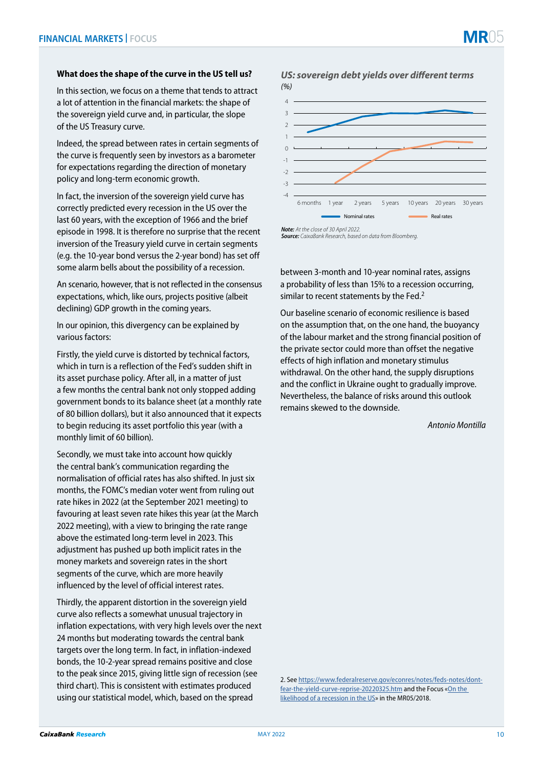### What does the shape of the curve in the US tell us?

In this section, we focus on a theme that tends to attract a lot of attention in the financial markets: the shape of the sovereign yield curve and, in particular, the slope of the US Treasury curve.

Indeed, the spread between rates in certain segments of the curve is frequently seen by investors as a barometer for expectations regarding the direction of monetary policy and long-term economic growth.

In fact, the inversion of the sovereign yield curve has correctly predicted every recession in the US over the last 60 years, with the exception of 1966 and the brief episode in 1998. It is therefore no surprise that the recent inversion of the Treasury yield curve in certain segments (e.g. the 10-year bond versus the 2-year bond) has set off some alarm bells about the possibility of a recession.

An scenario, however, that is not reflected in the consensus expectations, which, like ours, projects positive (albeit declining) GDP growth in the coming years.

In our opinion, this divergency can be explained by various factors:

Firstly, the yield curve is distorted by technical factors, which in turn is a reflection of the Fed's sudden shift in its asset purchase policy. After all, in a matter of just a few months the central bank not only stopped adding government bonds to its balance sheet (at a monthly rate of 80 billion dollars), but it also announced that it expects to begin reducing its asset portfolio this year (with a monthly limit of 60 billion).

Secondly, we must take into account how quickly the central bank's communication regarding the normalisation of official rates has also shifted. In just six months, the FOMC's median voter went from ruling out rate hikes in 2022 (at the September 2021 meeting) to favouring at least seven rate hikes this year (at the March 2022 meeting), with a view to bringing the rate range above the estimated long-term level in 2023. This adjustment has pushed up both implicit rates in the money markets and sovereign rates in the short segments of the curve, which are more heavily influenced by the level of official interest rates.

Thirdly, the apparent distortion in the sovereign yield curve also reflects a somewhat unusual trajectory in inflation expectations, with very high levels over the next 24 months but moderating towards the central bank targets over the long term. In fact, in inflation-indexed bonds, the 10-2-year spread remains positive and close to the peak since 2015, giving little sign of recession (see third chart). This is consistent with estimates produced using our statistical model, which, based on the spread between 3-month and 10-year nominal rates, assigns a probability of less than 15% to a recession occurring, similar to recent statements by the Fed.[2]

***US: sovereign debt yields over different terms***
*(%)*

4
3
2
1
0
-1
-2
-3
-4

6 months 1 year 2 years 5 years 10 years 20 years 30 years

Nominal rates
Real rates

***Note:*** *At the close of 30 April 2022.*
***Source:*** *CaixaBank Research, based on data from Bloomberg.*

Our baseline scenario of economic resilience is based on the assumption that, on the one hand, the buoyancy of the labour market and the strong financial position of the private sector could more than offset the negative effects of high inflation and monetary stimulus withdrawal. On the other hand, the supply disruptions and the conflict in Ukraine ought to gradually improve. Nevertheless, the balance of risks around this outlook remains skewed to the downside.

*Antonio Montilla*

2. See https://www.federalreserve.gov/econres/notes/feds-notes/dont-fear-the-yield-curve-reprise-20220325.htm and the Focus «On the likelihood of a recession in the US» in the MR05/2018.